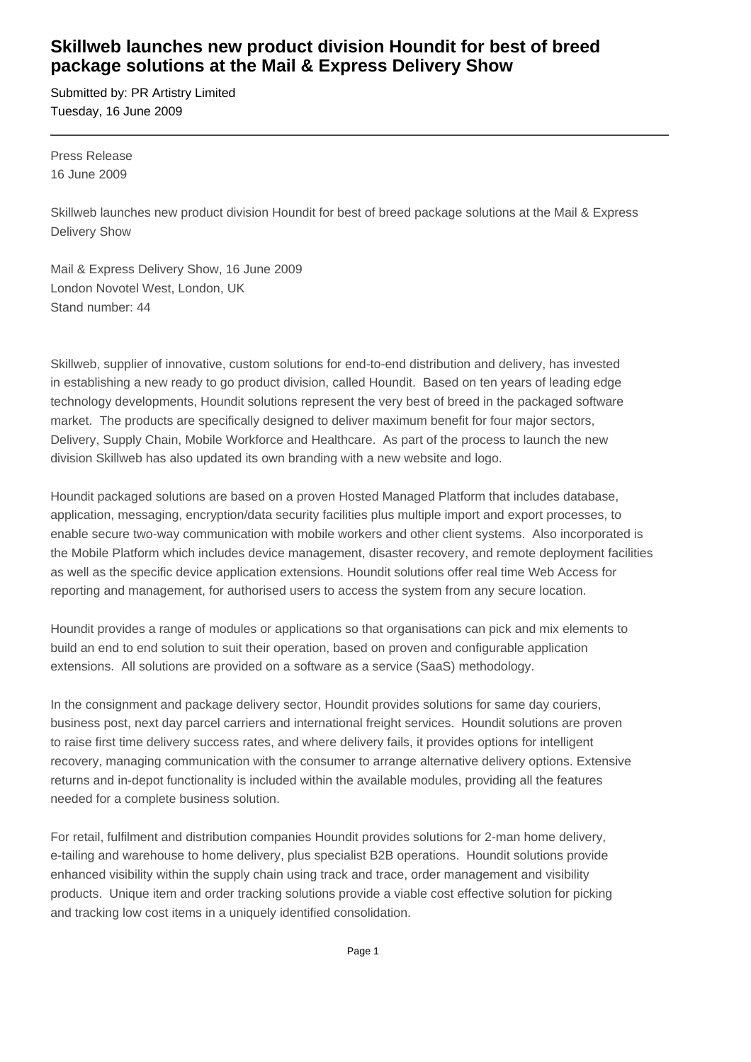# Skillweb launches new product division Houndit for best of breed package solutions at the Mail & Express Delivery Show

Submitted by: PR Artistry Limited
Tuesday, 16 June 2009

---

Press Release
16 June 2009

Skillweb launches new product division Houndit for best of breed package solutions at the Mail & Express Delivery Show

Mail & Express Delivery Show, 16 June 2009
London Novotel West, London, UK
Stand number: 44

Skillweb, supplier of innovative, custom solutions for end-to-end distribution and delivery, has invested in establishing a new ready to go product division, called Houndit. Based on ten years of leading edge technology developments, Houndit solutions represent the very best of breed in the packaged software market. The products are specifically designed to deliver maximum benefit for four major sectors, Delivery, Supply Chain, Mobile Workforce and Healthcare. As part of the process to launch the new division Skillweb has also updated its own branding with a new website and logo.

Houndit packaged solutions are based on a proven Hosted Managed Platform that includes database, application, messaging, encryption/data security facilities plus multiple import and export processes, to enable secure two-way communication with mobile workers and other client systems. Also incorporated is the Mobile Platform which includes device management, disaster recovery, and remote deployment facilities as well as the specific device application extensions. Houndit solutions offer real time Web Access for reporting and management, for authorised users to access the system from any secure location.

Houndit provides a range of modules or applications so that organisations can pick and mix elements to build an end to end solution to suit their operation, based on proven and configurable application extensions. All solutions are provided on a software as a service (SaaS) methodology.

In the consignment and package delivery sector, Houndit provides solutions for same day couriers, business post, next day parcel carriers and international freight services. Houndit solutions are proven to raise first time delivery success rates, and where delivery fails, it provides options for intelligent recovery, managing communication with the consumer to arrange alternative delivery options. Extensive returns and in-depot functionality is included within the available modules, providing all the features needed for a complete business solution.

For retail, fulfilment and distribution companies Houndit provides solutions for 2-man home delivery, e-tailing and warehouse to home delivery, plus specialist B2B operations. Houndit solutions provide enhanced visibility within the supply chain using track and trace, order management and visibility products. Unique item and order tracking solutions provide a viable cost effective solution for picking and tracking low cost items in a uniquely identified consolidation.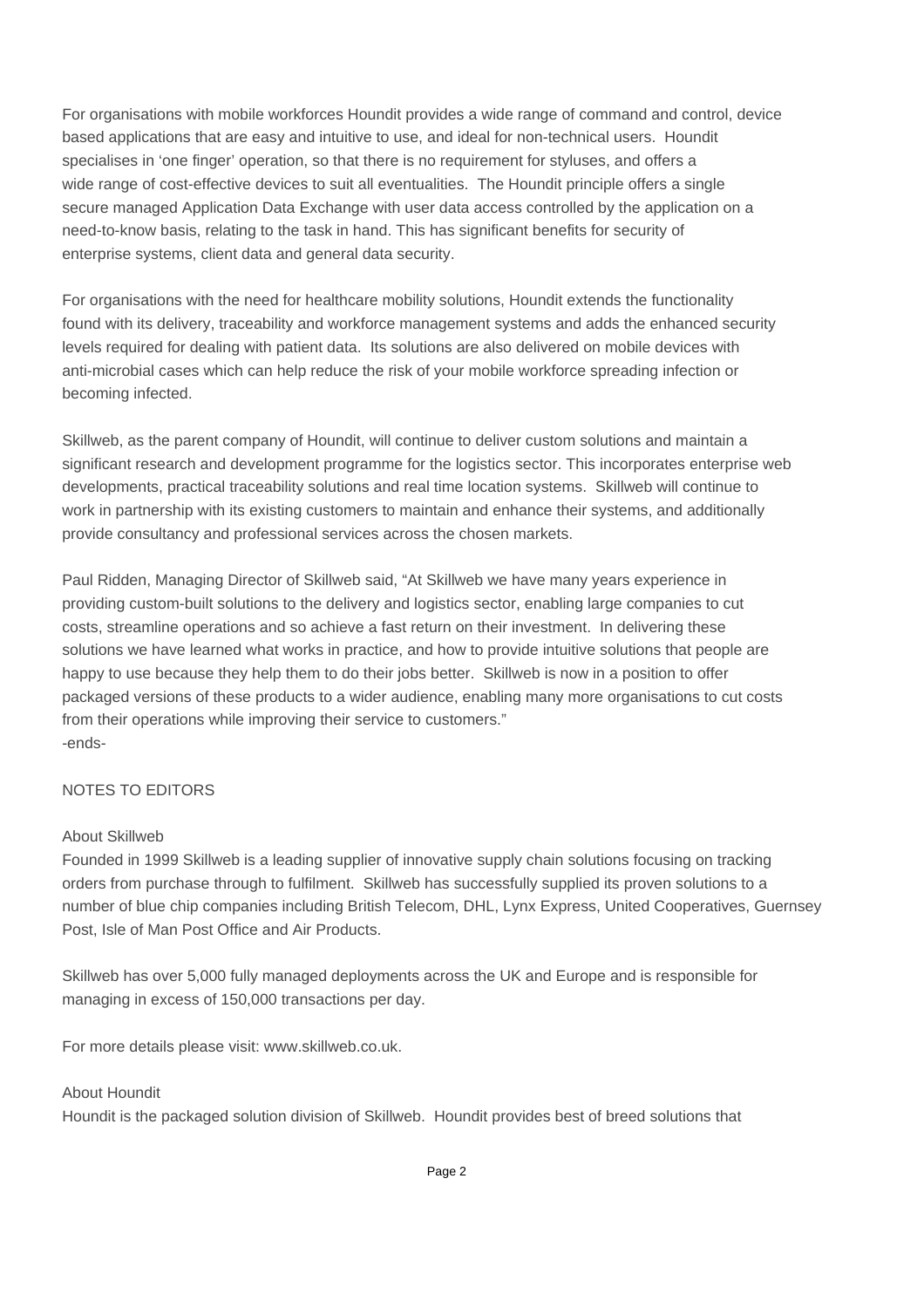For organisations with mobile workforces Houndit provides a wide range of command and control, device based applications that are easy and intuitive to use, and ideal for non-technical users. Houndit specialises in 'one finger' operation, so that there is no requirement for styluses, and offers a wide range of cost-effective devices to suit all eventualities. The Houndit principle offers a single secure managed Application Data Exchange with user data access controlled by the application on a need-to-know basis, relating to the task in hand. This has significant benefits for security of enterprise systems, client data and general data security.

For organisations with the need for healthcare mobility solutions, Houndit extends the functionality found with its delivery, traceability and workforce management systems and adds the enhanced security levels required for dealing with patient data. Its solutions are also delivered on mobile devices with anti-microbial cases which can help reduce the risk of your mobile workforce spreading infection or becoming infected.

Skillweb, as the parent company of Houndit, will continue to deliver custom solutions and maintain a significant research and development programme for the logistics sector. This incorporates enterprise web developments, practical traceability solutions and real time location systems. Skillweb will continue to work in partnership with its existing customers to maintain and enhance their systems, and additionally provide consultancy and professional services across the chosen markets.

Paul Ridden, Managing Director of Skillweb said, "At Skillweb we have many years experience in providing custom-built solutions to the delivery and logistics sector, enabling large companies to cut costs, streamline operations and so achieve a fast return on their investment. In delivering these solutions we have learned what works in practice, and how to provide intuitive solutions that people are happy to use because they help them to do their jobs better. Skillweb is now in a position to offer packaged versions of these products to a wider audience, enabling many more organisations to cut costs from their operations while improving their service to customers."

-ends-

NOTES TO EDITORS

About Skillweb

Founded in 1999 Skillweb is a leading supplier of innovative supply chain solutions focusing on tracking orders from purchase through to fulfilment. Skillweb has successfully supplied its proven solutions to a number of blue chip companies including British Telecom, DHL, Lynx Express, United Cooperatives, Guernsey Post, Isle of Man Post Office and Air Products.

Skillweb has over 5,000 fully managed deployments across the UK and Europe and is responsible for managing in excess of 150,000 transactions per day.

For more details please visit: www.skillweb.co.uk.

About Houndit

Houndit is the packaged solution division of Skillweb. Houndit provides best of breed solutions that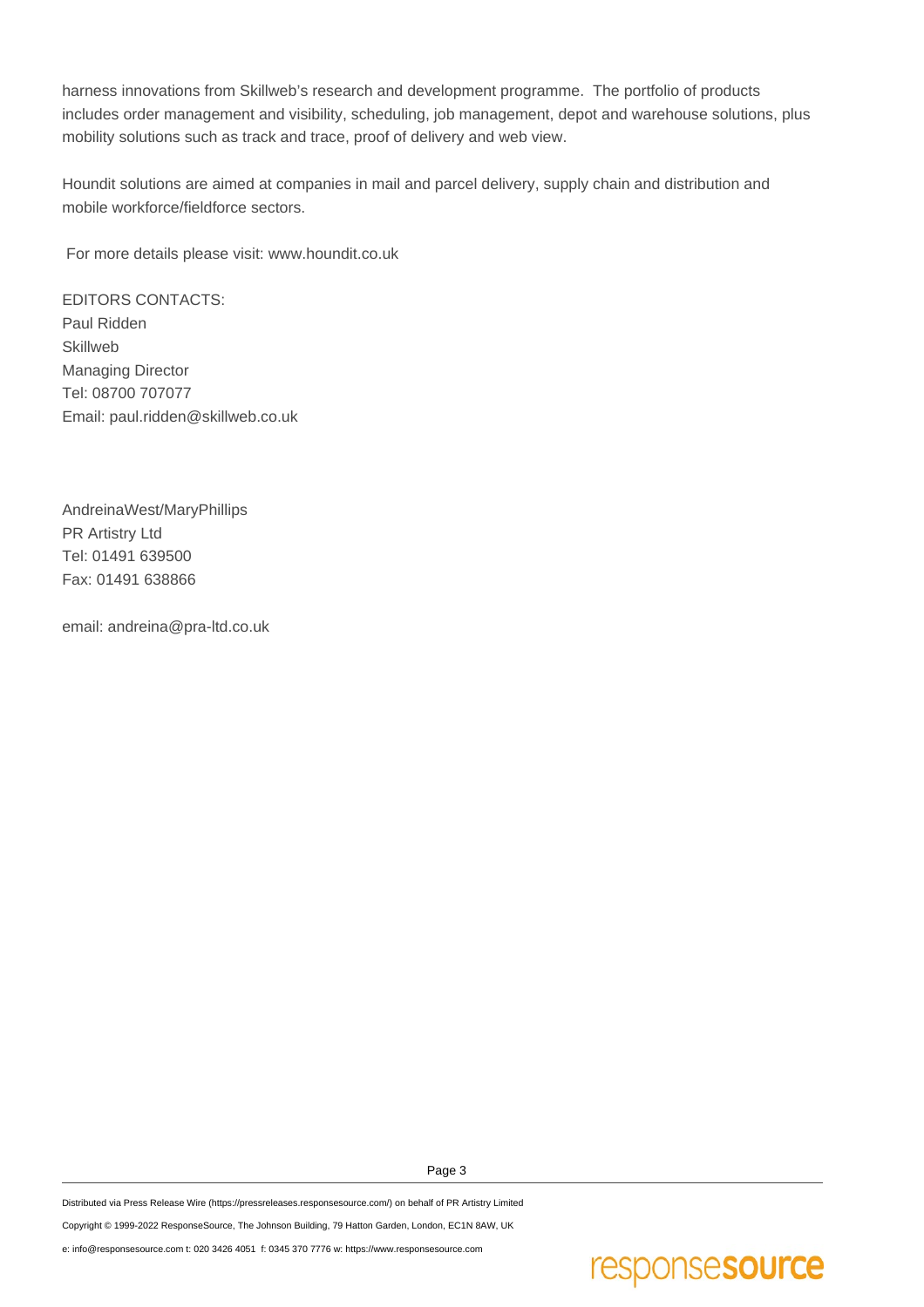harness innovations from Skillweb's research and development programme. The portfolio of products includes order management and visibility, scheduling, job management, depot and warehouse solutions, plus mobility solutions such as track and trace, proof of delivery and web view.

Houndit solutions are aimed at companies in mail and parcel delivery, supply chain and distribution and mobile workforce/fieldforce sectors.

For more details please visit: www.houndit.co.uk

EDITORS CONTACTS:
Paul Ridden
Skillweb
Managing Director
Tel: 08700 707077
Email: paul.ridden@skillweb.co.uk

AndreinaWest/MaryPhillips
PR Artistry Ltd
Tel: 01491 639500
Fax: 01491 638866

email: andreina@pra-ltd.co.uk